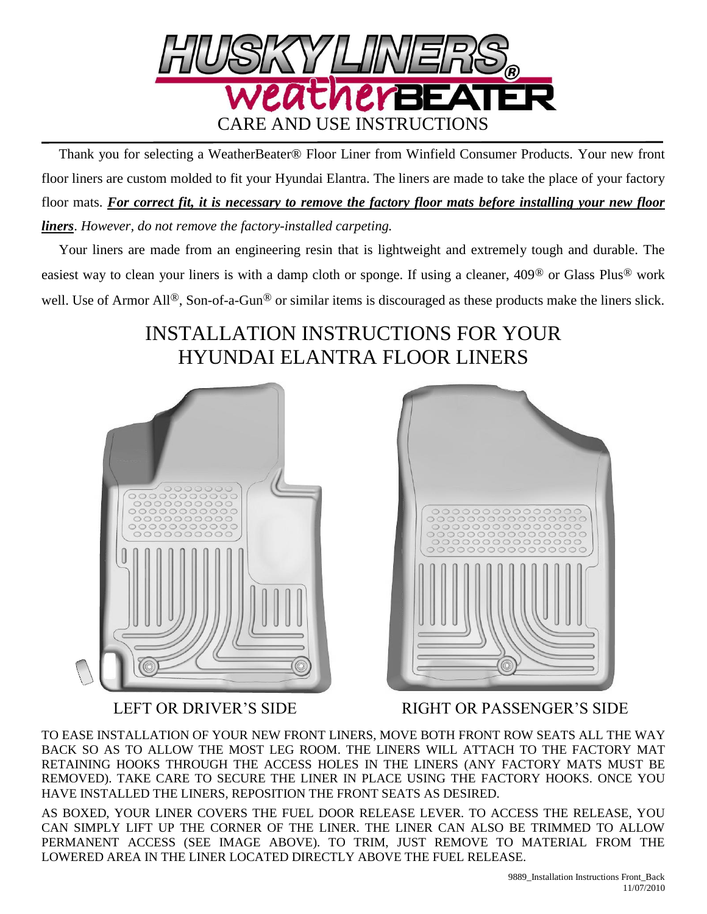# HUSKY LINERS® weatherBEATER

## CARE AND USE INSTRUCTIONS

Thank you for selecting a WeatherBeater® Floor Liner from Winfield Consumer Products. Your new front floor liners are custom molded to fit your Hyundai Elantra. The liners are made to take the place of your factory floor mats. ***For correct fit, it is necessary to remove the factory floor mats before installing your new floor liners***. *However, do not remove the factory-installed carpeting.*

Your liners are made from an engineering resin that is lightweight and extremely tough and durable. The easiest way to clean your liners is with a damp cloth or sponge. If using a cleaner, 409® or Glass Plus® work well. Use of Armor All®, Son-of-a-Gun® or similar items is discouraged as these products make the liners slick.

## INSTALLATION INSTRUCTIONS FOR YOUR HYUNDAI ELANTRA FLOOR LINERS

LEFT OR DRIVER'S SIDE

RIGHT OR PASSENGER'S SIDE

TO EASE INSTALLATION OF YOUR NEW FRONT LINERS, MOVE BOTH FRONT ROW SEATS ALL THE WAY BACK SO AS TO ALLOW THE MOST LEG ROOM. THE LINERS WILL ATTACH TO THE FACTORY MAT RETAINING HOOKS THROUGH THE ACCESS HOLES IN THE LINERS (ANY FACTORY MATS MUST BE REMOVED). TAKE CARE TO SECURE THE LINER IN PLACE USING THE FACTORY HOOKS. ONCE YOU HAVE INSTALLED THE LINERS, REPOSITION THE FRONT SEATS AS DESIRED.

AS BOXED, YOUR LINER COVERS THE FUEL DOOR RELEASE LEVER. TO ACCESS THE RELEASE, YOU CAN SIMPLY LIFT UP THE CORNER OF THE LINER. THE LINER CAN ALSO BE TRIMMED TO ALLOW PERMANENT ACCESS (SEE IMAGE ABOVE). TO TRIM, JUST REMOVE TO MATERIAL FROM THE LOWERED AREA IN THE LINER LOCATED DIRECTLY ABOVE THE FUEL RELEASE.

9889_Installation Instructions Front_Back
11/07/2010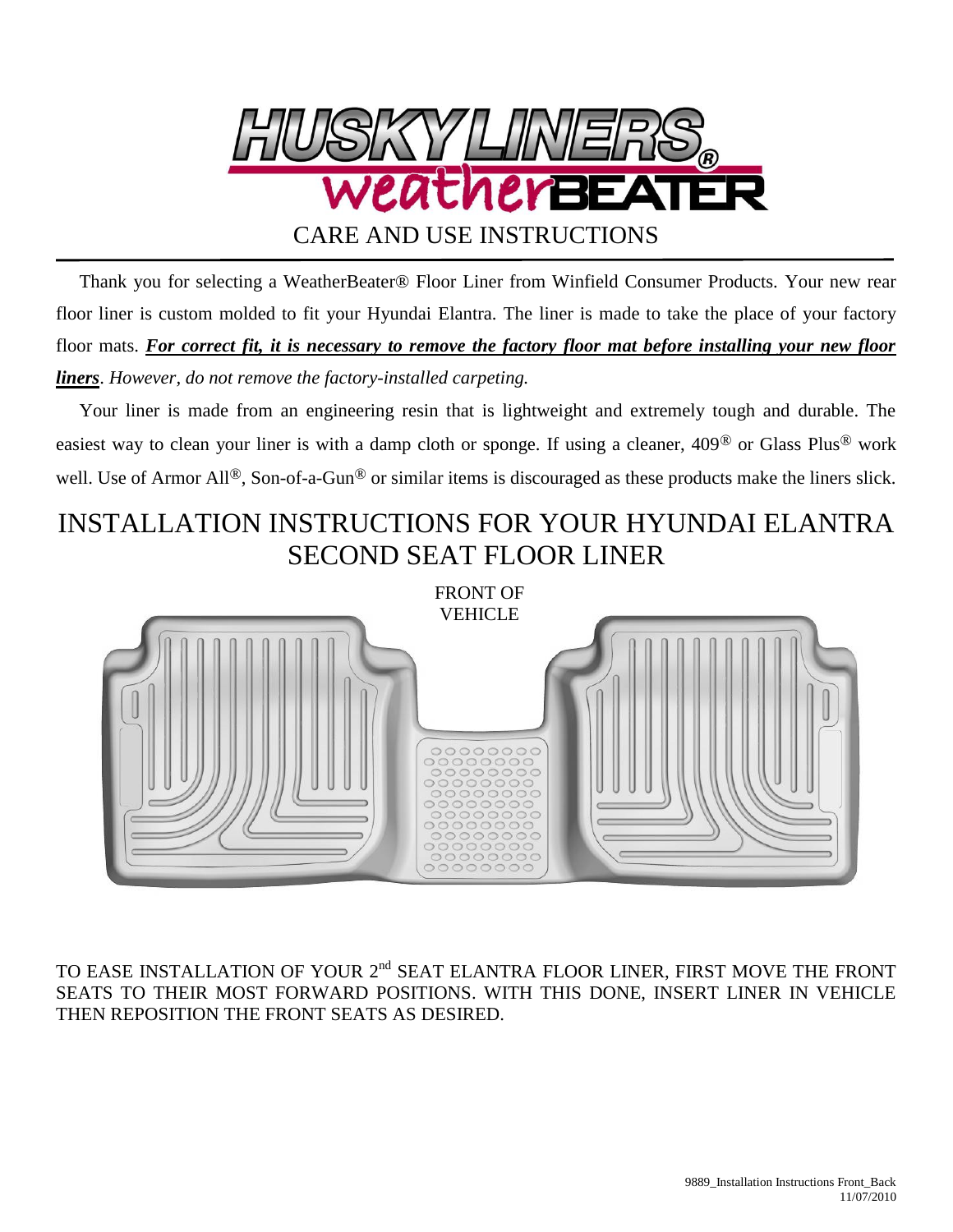# HUSKY LINERS® weatherBEATER

## CARE AND USE INSTRUCTIONS

Thank you for selecting a WeatherBeater® Floor Liner from Winfield Consumer Products. Your new rear floor liner is custom molded to fit your Hyundai Elantra. The liner is made to take the place of your factory floor mats. ***For correct fit, it is necessary to remove the factory floor mat before installing your new floor liners***. *However, do not remove the factory-installed carpeting.*

Your liner is made from an engineering resin that is lightweight and extremely tough and durable. The easiest way to clean your liner is with a damp cloth or sponge. If using a cleaner, 409® or Glass Plus® work well. Use of Armor All®, Son-of-a-Gun® or similar items is discouraged as these products make the liners slick.

## INSTALLATION INSTRUCTIONS FOR YOUR HYUNDAI ELANTRA SECOND SEAT FLOOR LINER

FRONT OF VEHICLE

TO EASE INSTALLATION OF YOUR 2nd SEAT ELANTRA FLOOR LINER, FIRST MOVE THE FRONT SEATS TO THEIR MOST FORWARD POSITIONS. WITH THIS DONE, INSERT LINER IN VEHICLE THEN REPOSITION THE FRONT SEATS AS DESIRED.

9889_Installation Instructions Front_Back
11/07/2010